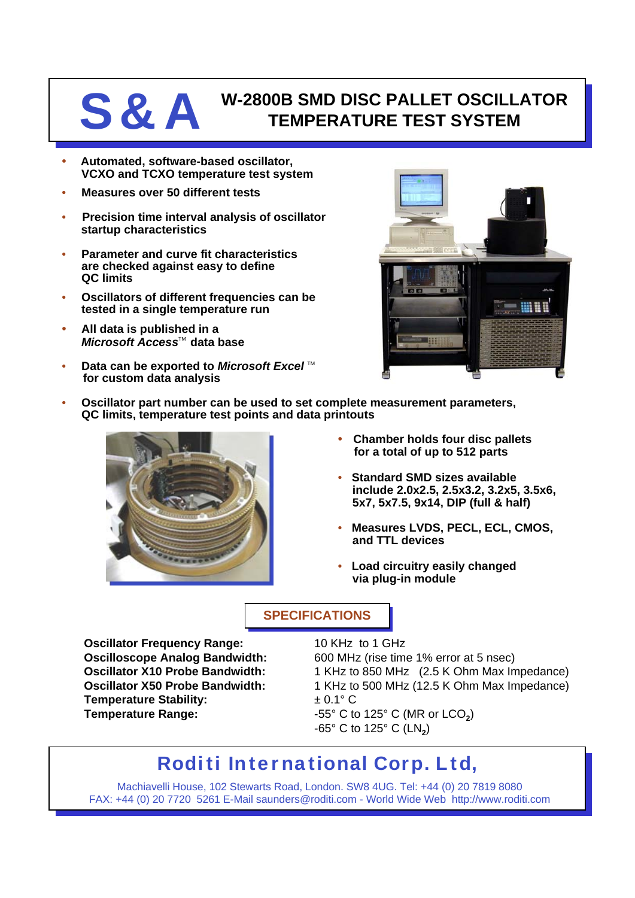# S & A

## W-2800B SMD DISC PALLET OSCILLATOR TEMPERATURE TEST SYSTEM

- **Automated, software-based oscillator, VCXO and TCXO temperature test system**
- **Measures over 50 different tests**
- **Precision time interval analysis of oscillator startup characteristics**
- **Parameter and curve fit characteristics are checked against easy to define QC limits**
- **Oscillators of different frequencies can be tested in a single temperature run**
- **All data is published in a *Microsoft Access*™ data base**
- **Data can be exported to *Microsoft Excel* ™ for custom data analysis**
- **Oscillator part number can be used to set complete measurement parameters, QC limits, temperature test points and data printouts**
- **Chamber holds four disc pallets for a total of up to 512 parts**
- **Standard SMD sizes available include 2.0x2.5, 2.5x3.2, 3.2x5, 3.5x6, 5x7, 5x7.5, 9x14, DIP (full & half)**
- **Measures LVDS, PECL, ECL, CMOS, and TTL devices**
- **Load circuitry easily changed via plug-in module**

## SPECIFICATIONS

| | |
|---|---|
| **Oscillator Frequency Range:** | 10 KHz to 1 GHz |
| **Oscilloscope Analog Bandwidth:** | 600 MHz (rise time 1% error at 5 nsec) |
| **Oscillator X10 Probe Bandwidth:** | 1 KHz to 850 MHz (2.5 K Ohm Max Impedance) |
| **Oscillator X50 Probe Bandwidth:** | 1 KHz to 500 MHz (12.5 K Ohm Max Impedance) |
| **Temperature Stability:** | ± 0.1° C |
| **Temperature Range:** | -55° C to 125° C (MR or $LCO_2$)<br>-65° C to 125° C ($LN_2$) |

## Roditi International Corp. Ltd,

Machiavelli House, 102 Stewarts Road, London. SW8 4UG. Tel: +44 (0) 20 7819 8080
FAX: +44 (0) 20 7720 5261 E-Mail saunders@roditi.com - World Wide Web http://www.roditi.com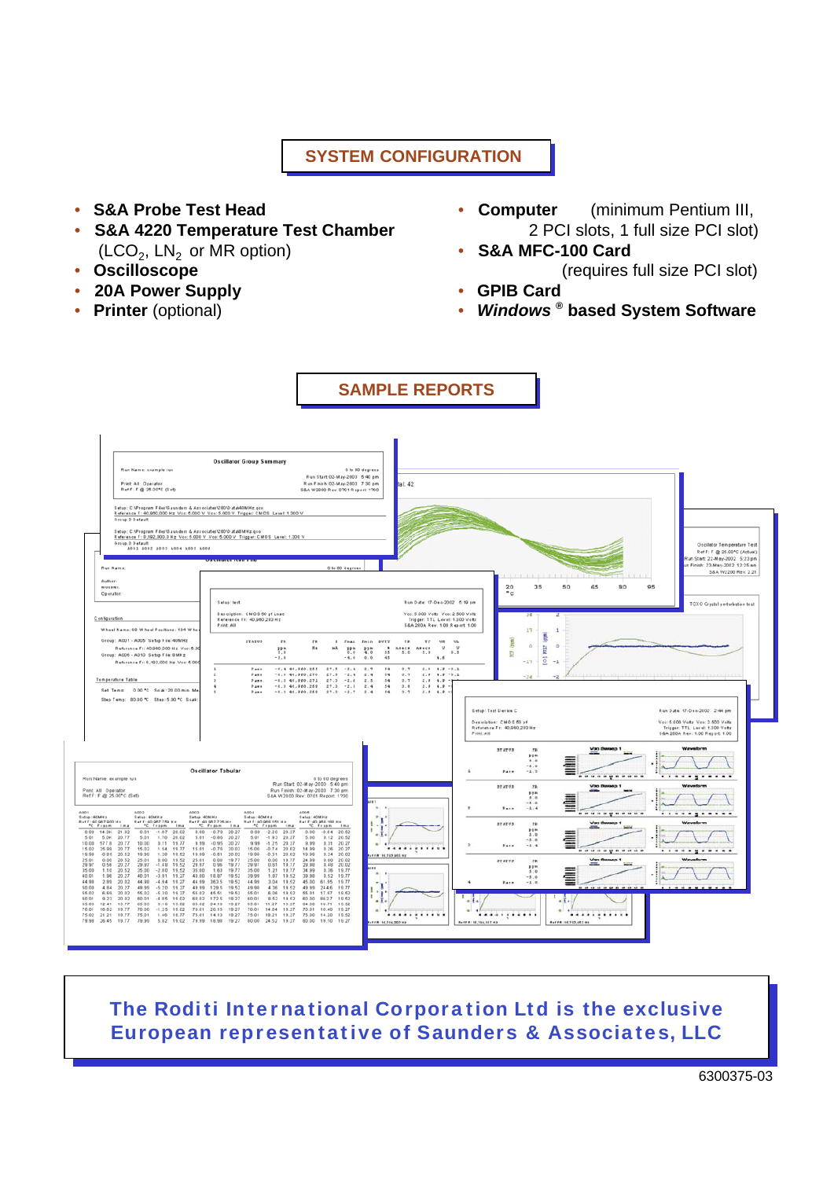## SYSTEM CONFIGURATION

- **S&A Probe Test Head**
- **S&A 4220 Temperature Test Chamber** ($LCO_2$, $LN_2$ or MR option)
- **Oscilloscope**
- **20A Power Supply**
- **Printer** (optional)
- **Computer** (minimum Pentium III, 2 PCI slots, 1 full size PCI slot)
- **S&A MFC-100 Card** (requires full size PCI slot)
- **GPIB Card**
- ***Windows*** [®] **based System Software**

## SAMPLE REPORTS

**The Roditi International Corporation Ltd is the exclusive European representative of Saunders & Associates, LLC**

6300375-03